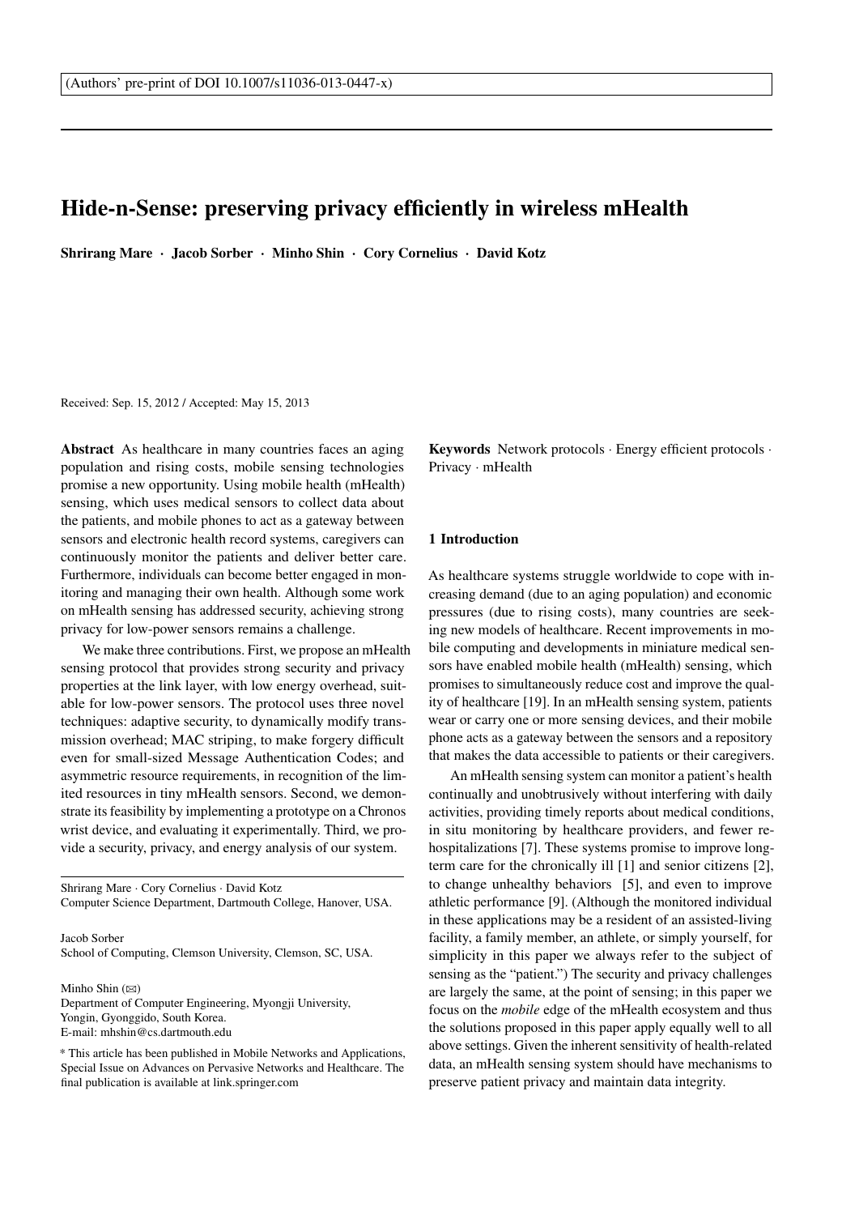(Authors' pre-print of DOI 10.1007/s11036-013-0447-x)

# Hide-n-Sense: preserving privacy efficiently in wireless mHealth

**Shrirang Mare · Jacob Sorber · Minho Shin · Cory Cornelius · David Kotz**

Received: Sep. 15, 2012 / Accepted: May 15, 2013

**Abstract** As healthcare in many countries faces an aging population and rising costs, mobile sensing technologies promise a new opportunity. Using mobile health (mHealth) sensing, which uses medical sensors to collect data about the patients, and mobile phones to act as a gateway between sensors and electronic health record systems, caregivers can continuously monitor the patients and deliver better care. Furthermore, individuals can become better engaged in monitoring and managing their own health. Although some work on mHealth sensing has addressed security, achieving strong privacy for low-power sensors remains a challenge.

We make three contributions. First, we propose an mHealth sensing protocol that provides strong security and privacy properties at the link layer, with low energy overhead, suitable for low-power sensors. The protocol uses three novel techniques: adaptive security, to dynamically modify transmission overhead; MAC striping, to make forgery difficult even for small-sized Message Authentication Codes; and asymmetric resource requirements, in recognition of the limited resources in tiny mHealth sensors. Second, we demonstrate its feasibility by implementing a prototype on a Chronos wrist device, and evaluating it experimentally. Third, we provide a security, privacy, and energy analysis of our system.

**Keywords** Network protocols · Energy efficient protocols · Privacy · mHealth

Shrirang Mare · Cory Cornelius · David Kotz
Computer Science Department, Dartmouth College, Hanover, USA.

Jacob Sorber
School of Computing, Clemson University, Clemson, SC, USA.

Minho Shin (✉)
Department of Computer Engineering, Myongji University,
Yongin, Gyonggido, South Korea.
E-mail: mhshin@cs.dartmouth.edu

* This article has been published in Mobile Networks and Applications, Special Issue on Advances on Pervasive Networks and Healthcare. The final publication is available at link.springer.com

## 1 Introduction

As healthcare systems struggle worldwide to cope with increasing demand (due to an aging population) and economic pressures (due to rising costs), many countries are seeking new models of healthcare. Recent improvements in mobile computing and developments in miniature medical sensors have enabled mobile health (mHealth) sensing, which promises to simultaneously reduce cost and improve the quality of healthcare [19]. In an mHealth sensing system, patients wear or carry one or more sensing devices, and their mobile phone acts as a gateway between the sensors and a repository that makes the data accessible to patients or their caregivers.

An mHealth sensing system can monitor a patient's health continually and unobtrusively without interfering with daily activities, providing timely reports about medical conditions, in situ monitoring by healthcare providers, and fewer re-hospitalizations [7]. These systems promise to improve long-term care for the chronically ill [1] and senior citizens [2], to change unhealthy behaviors [5], and even to improve athletic performance [9]. (Although the monitored individual in these applications may be a resident of an assisted-living facility, a family member, an athlete, or simply yourself, for simplicity in this paper we always refer to the subject of sensing as the "patient.") The security and privacy challenges are largely the same, at the point of sensing; in this paper we focus on the *mobile* edge of the mHealth ecosystem and thus the solutions proposed in this paper apply equally well to all above settings. Given the inherent sensitivity of health-related data, an mHealth sensing system should have mechanisms to preserve patient privacy and maintain data integrity.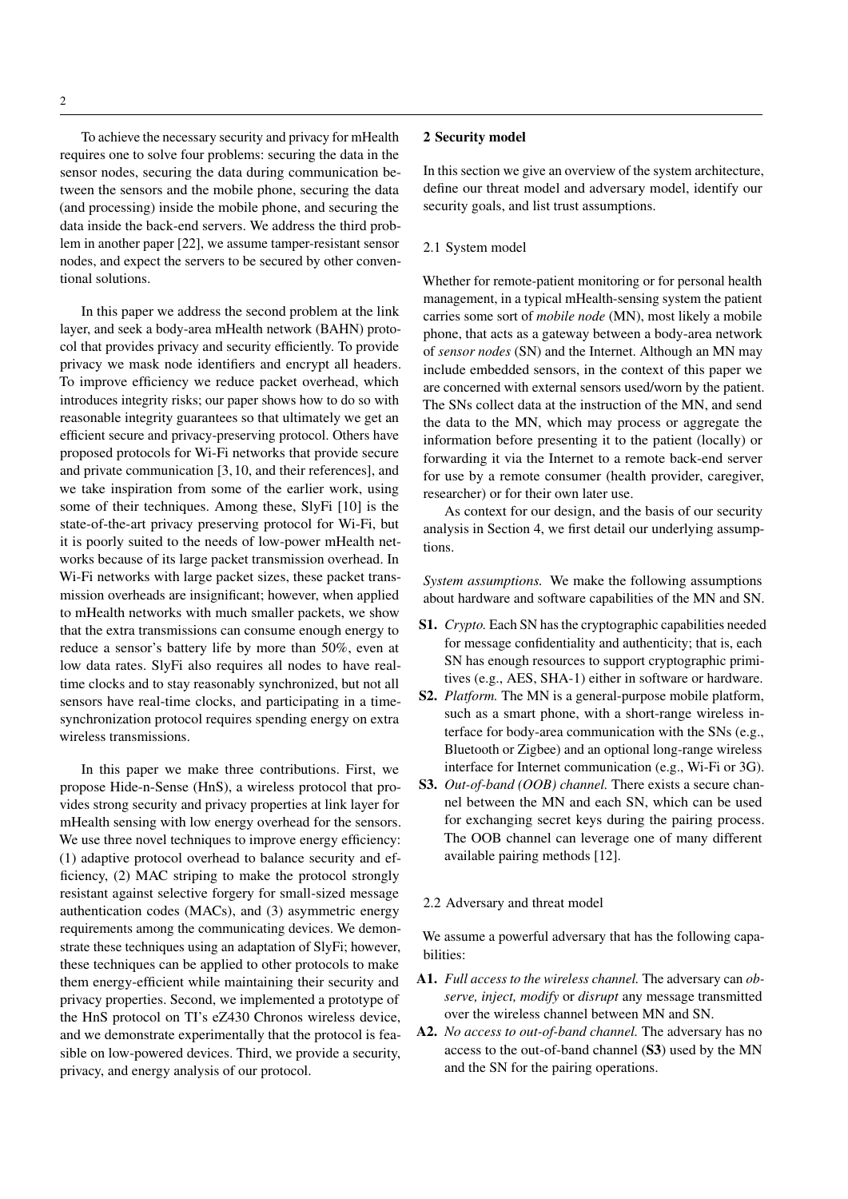To achieve the necessary security and privacy for mHealth requires one to solve four problems: securing the data in the sensor nodes, securing the data during communication between the sensors and the mobile phone, securing the data (and processing) inside the mobile phone, and securing the data inside the back-end servers. We address the third problem in another paper [22], we assume tamper-resistant sensor nodes, and expect the servers to be secured by other conventional solutions.

In this paper we address the second problem at the link layer, and seek a body-area mHealth network (BAHN) protocol that provides privacy and security efficiently. To provide privacy we mask node identifiers and encrypt all headers. To improve efficiency we reduce packet overhead, which introduces integrity risks; our paper shows how to do so with reasonable integrity guarantees so that ultimately we get an efficient secure and privacy-preserving protocol. Others have proposed protocols for Wi-Fi networks that provide secure and private communication [3, 10, and their references], and we take inspiration from some of the earlier work, using some of their techniques. Among these, SlyFi [10] is the state-of-the-art privacy preserving protocol for Wi-Fi, but it is poorly suited to the needs of low-power mHealth networks because of its large packet transmission overhead. In Wi-Fi networks with large packet sizes, these packet transmission overheads are insignificant; however, when applied to mHealth networks with much smaller packets, we show that the extra transmissions can consume enough energy to reduce a sensor's battery life by more than 50%, even at low data rates. SlyFi also requires all nodes to have real-time clocks and to stay reasonably synchronized, but not all sensors have real-time clocks, and participating in a time-synchronization protocol requires spending energy on extra wireless transmissions.

In this paper we make three contributions. First, we propose Hide-n-Sense (HnS), a wireless protocol that provides strong security and privacy properties at link layer for mHealth sensing with low energy overhead for the sensors. We use three novel techniques to improve energy efficiency: (1) adaptive protocol overhead to balance security and efficiency, (2) MAC striping to make the protocol strongly resistant against selective forgery for small-sized message authentication codes (MACs), and (3) asymmetric energy requirements among the communicating devices. We demonstrate these techniques using an adaptation of SlyFi; however, these techniques can be applied to other protocols to make them energy-efficient while maintaining their security and privacy properties. Second, we implemented a prototype of the HnS protocol on TI's eZ430 Chronos wireless device, and we demonstrate experimentally that the protocol is feasible on low-powered devices. Third, we provide a security, privacy, and energy analysis of our protocol.

## 2 Security model

In this section we give an overview of the system architecture, define our threat model and adversary model, identify our security goals, and list trust assumptions.

### 2.1 System model

Whether for remote-patient monitoring or for personal health management, in a typical mHealth-sensing system the patient carries some sort of *mobile node* (MN), most likely a mobile phone, that acts as a gateway between a body-area network of *sensor nodes* (SN) and the Internet. Although an MN may include embedded sensors, in the context of this paper we are concerned with external sensors used/worn by the patient. The SNs collect data at the instruction of the MN, and send the data to the MN, which may process or aggregate the information before presenting it to the patient (locally) or forwarding it via the Internet to a remote back-end server for use by a remote consumer (health provider, caregiver, researcher) or for their own later use.

As context for our design, and the basis of our security analysis in Section 4, we first detail our underlying assumptions.

*System assumptions.* We make the following assumptions about hardware and software capabilities of the MN and SN.

- **S1.** *Crypto.* Each SN has the cryptographic capabilities needed for message confidentiality and authenticity; that is, each SN has enough resources to support cryptographic primitives (e.g., AES, SHA-1) either in software or hardware.
- **S2.** *Platform.* The MN is a general-purpose mobile platform, such as a smart phone, with a short-range wireless interface for body-area communication with the SNs (e.g., Bluetooth or Zigbee) and an optional long-range wireless interface for Internet communication (e.g., Wi-Fi or 3G).
- **S3.** *Out-of-band (OOB) channel.* There exists a secure channel between the MN and each SN, which can be used for exchanging secret keys during the pairing process. The OOB channel can leverage one of many different available pairing methods [12].

### 2.2 Adversary and threat model

We assume a powerful adversary that has the following capabilities:

- **A1.** *Full access to the wireless channel.* The adversary can *observe, inject, modify* or *disrupt* any message transmitted over the wireless channel between MN and SN.
- **A2.** *No access to out-of-band channel.* The adversary has no access to the out-of-band channel (**S3**) used by the MN and the SN for the pairing operations.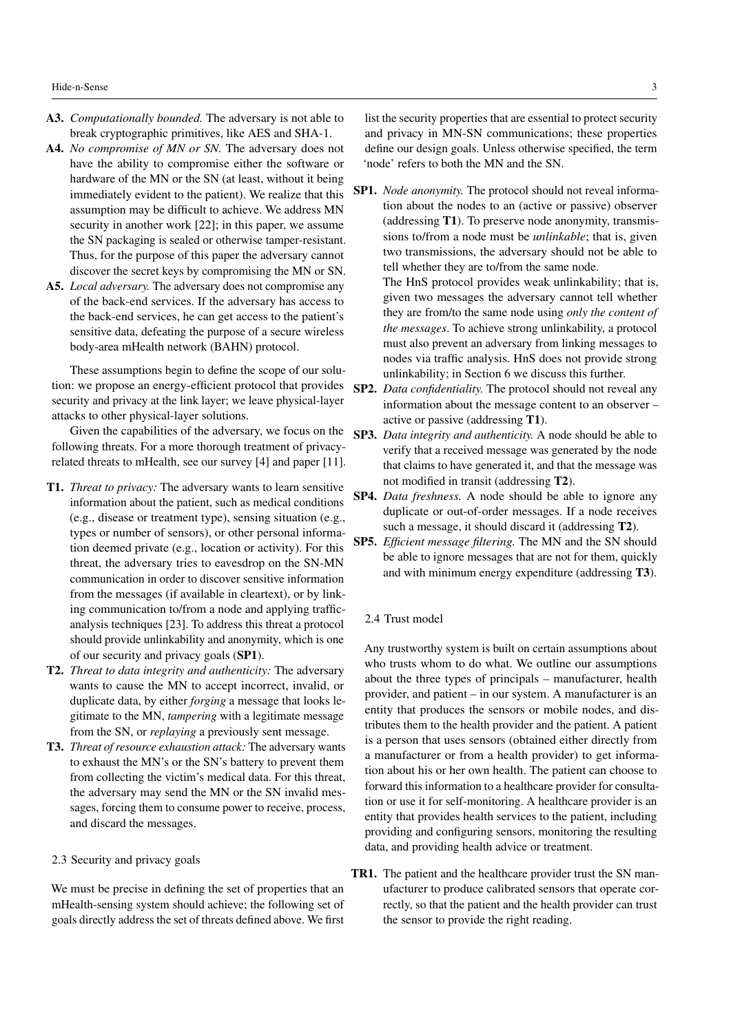**A3.** *Computationally bounded.* The adversary is not able to break cryptographic primitives, like AES and SHA-1.

**A4.** *No compromise of MN or SN.* The adversary does not have the ability to compromise either the software or hardware of the MN or the SN (at least, without it being immediately evident to the patient). We realize that this assumption may be difficult to achieve. We address MN security in another work [22]; in this paper, we assume the SN packaging is sealed or otherwise tamper-resistant. Thus, for the purpose of this paper the adversary cannot discover the secret keys by compromising the MN or SN.

**A5.** *Local adversary.* The adversary does not compromise any of the back-end services. If the adversary has access to the back-end services, he can get access to the patient's sensitive data, defeating the purpose of a secure wireless body-area mHealth network (BAHN) protocol.

These assumptions begin to define the scope of our solution: we propose an energy-efficient protocol that provides security and privacy at the link layer; we leave physical-layer attacks to other physical-layer solutions.

Given the capabilities of the adversary, we focus on the following threats. For a more thorough treatment of privacy-related threats to mHealth, see our survey [4] and paper [11].

**T1.** *Threat to privacy:* The adversary wants to learn sensitive information about the patient, such as medical conditions (e.g., disease or treatment type), sensing situation (e.g., types or number of sensors), or other personal information deemed private (e.g., location or activity). For this threat, the adversary tries to eavesdrop on the SN-MN communication in order to discover sensitive information from the messages (if available in cleartext), or by linking communication to/from a node and applying traffic-analysis techniques [23]. To address this threat a protocol should provide unlinkability and anonymity, which is one of our security and privacy goals (**SP1**).

**T2.** *Threat to data integrity and authenticity:* The adversary wants to cause the MN to accept incorrect, invalid, or duplicate data, by either *forging* a message that looks legitimate to the MN, *tampering* with a legitimate message from the SN, or *replaying* a previously sent message.

**T3.** *Threat of resource exhaustion attack:* The adversary wants to exhaust the MN's or the SN's battery to prevent them from collecting the victim's medical data. For this threat, the adversary may send the MN or the SN invalid messages, forcing them to consume power to receive, process, and discard the messages.

### 2.3 Security and privacy goals

We must be precise in defining the set of properties that an mHealth-sensing system should achieve; the following set of goals directly address the set of threats defined above. We first list the security properties that are essential to protect security and privacy in MN-SN communications; these properties define our design goals. Unless otherwise specified, the term 'node' refers to both the MN and the SN.

**SP1.** *Node anonymity.* The protocol should not reveal information about the nodes to an (active or passive) observer (addressing **T1**). To preserve node anonymity, transmissions to/from a node must be *unlinkable*; that is, given two transmissions, the adversary should not be able to tell whether they are to/from the same node.

The HnS protocol provides weak unlinkability; that is, given two messages the adversary cannot tell whether they are from/to the same node using *only the content of the messages*. To achieve strong unlinkability, a protocol must also prevent an adversary from linking messages to nodes via traffic analysis. HnS does not provide strong unlinkability; in Section 6 we discuss this further.

**SP2.** *Data confidentiality.* The protocol should not reveal any information about the message content to an observer – active or passive (addressing **T1**).

**SP3.** *Data integrity and authenticity.* A node should be able to verify that a received message was generated by the node that claims to have generated it, and that the message was not modified in transit (addressing **T2**).

**SP4.** *Data freshness.* A node should be able to ignore any duplicate or out-of-order messages. If a node receives such a message, it should discard it (addressing **T2**).

**SP5.** *Efficient message filtering.* The MN and the SN should be able to ignore messages that are not for them, quickly and with minimum energy expenditure (addressing **T3**).

### 2.4 Trust model

Any trustworthy system is built on certain assumptions about who trusts whom to do what. We outline our assumptions about the three types of principals – manufacturer, health provider, and patient – in our system. A manufacturer is an entity that produces the sensors or mobile nodes, and distributes them to the health provider and the patient. A patient is a person that uses sensors (obtained either directly from a manufacturer or from a health provider) to get information about his or her own health. The patient can choose to forward this information to a healthcare provider for consultation or use it for self-monitoring. A healthcare provider is an entity that provides health services to the patient, including providing and configuring sensors, monitoring the resulting data, and providing health advice or treatment.

**TR1.** The patient and the healthcare provider trust the SN manufacturer to produce calibrated sensors that operate correctly, so that the patient and the health provider can trust the sensor to provide the right reading.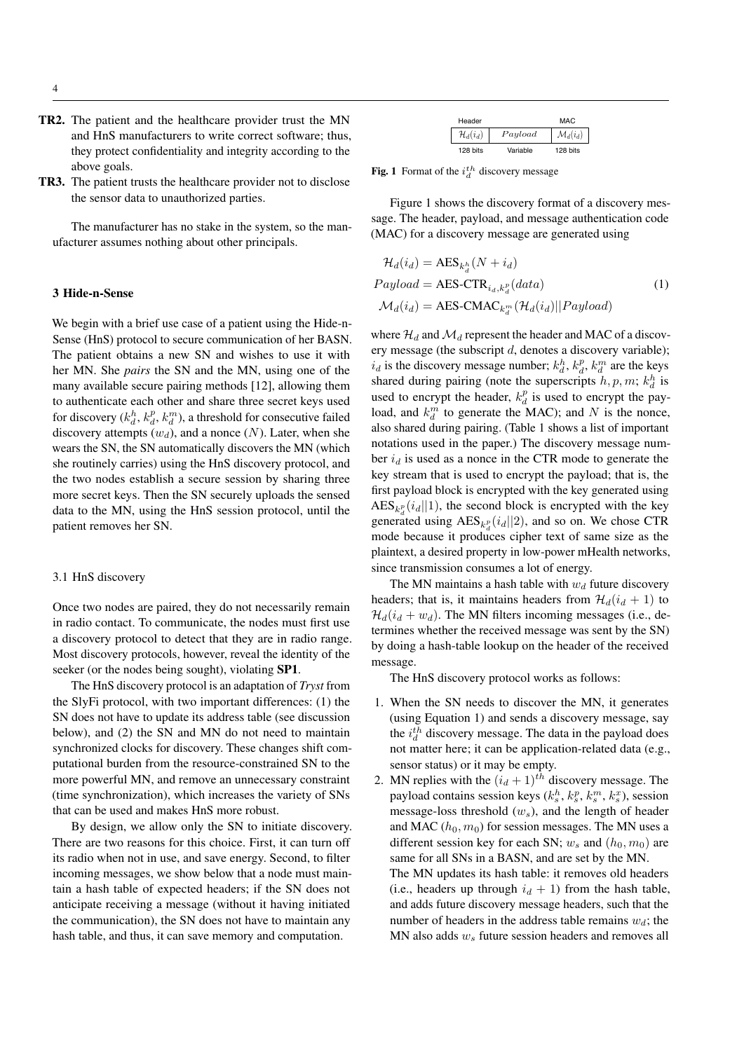**TR2.** The patient and the healthcare provider trust the MN and HnS manufacturers to write correct software; thus, they protect confidentiality and integrity according to the above goals.

**TR3.** The patient trusts the healthcare provider not to disclose the sensor data to unauthorized parties.

The manufacturer has no stake in the system, so the manufacturer assumes nothing about other principals.

## 3 Hide-n-Sense

We begin with a brief use case of a patient using the Hide-n-Sense (HnS) protocol to secure communication of her BASN. The patient obtains a new SN and wishes to use it with her MN. She *pairs* the SN and the MN, using one of the many available secure pairing methods [12], allowing them to authenticate each other and share three secret keys used for discovery ($k_d^h$, $k_d^p$, $k_d^m$), a threshold for consecutive failed discovery attempts ($w_d$), and a nonce ($N$). Later, when she wears the SN, the SN automatically discovers the MN (which she routinely carries) using the HnS discovery protocol, and the two nodes establish a secure session by sharing three more secret keys. Then the SN securely uploads the sensed data to the MN, using the HnS session protocol, until the patient removes her SN.

### 3.1 HnS discovery

Once two nodes are paired, they do not necessarily remain in radio contact. To communicate, the nodes must first use a discovery protocol to detect that they are in radio range. Most discovery protocols, however, reveal the identity of the seeker (or the nodes being sought), violating **SP1**.

The HnS discovery protocol is an adaptation of *Tryst* from the SlyFi protocol, with two important differences: (1) the SN does not have to update its address table (see discussion below), and (2) the SN and MN do not need to maintain synchronized clocks for discovery. These changes shift computational burden from the resource-constrained SN to the more powerful MN, and remove an unnecessary constraint (time synchronization), which increases the variety of SNs that can be used and makes HnS more robust.

By design, we allow only the SN to initiate discovery. There are two reasons for this choice. First, it can turn off its radio when not in use, and save energy. Second, to filter incoming messages, we show below that a node must maintain a hash table of expected headers; if the SN does not anticipate receiving a message (without it having initiated the communication), the SN does not have to maintain any hash table, and thus, it can save memory and computation.

| Header | | MAC |
|---|---|---|
| $\mathcal{H}_d(i_d)$ | $Payload$ | $\mathcal{M}_d(i_d)$ |
| 128 bits | Variable | 128 bits |

**Fig. 1** Format of the $i_d^{th}$ discovery message

Figure 1 shows the discovery format of a discovery message. The header, payload, and message authentication code (MAC) for a discovery message are generated using

$$
\begin{aligned}
\mathcal{H}_d(i_d) &= \text{AES}_{k_d^h}(N + i_d) \\
Payload &= \text{AES-CTR}_{i_d, k_d^p}(data) \\
\mathcal{M}_d(i_d) &= \text{AES-CMAC}_{k_d^m}(\mathcal{H}_d(i_d) || Payload)
\end{aligned}
\tag{1}
$$

where $\mathcal{H}_d$ and $\mathcal{M}_d$ represent the header and MAC of a discovery message (the subscript $d$, denotes a discovery variable); $i_d$ is the discovery message number; $k_d^h$, $k_d^p$, $k_d^m$ are the keys shared during pairing (note the superscripts $h, p, m$; $k_d^h$ is used to encrypt the header, $k_d^p$ is used to encrypt the payload, and $k_d^m$ to generate the MAC); and $N$ is the nonce, also shared during pairing. (Table 1 shows a list of important notations used in the paper.) The discovery message number $i_d$ is used as a nonce in the CTR mode to generate the key stream that is used to encrypt the payload; that is, the first payload block is encrypted with the key generated using $\text{AES}_{k_d^p}(i_d||1)$, the second block is encrypted with the key generated using $\text{AES}_{k_d^p}(i_d||2)$, and so on. We chose CTR mode because it produces cipher text of same size as the plaintext, a desired property in low-power mHealth networks, since transmission consumes a lot of energy.

The MN maintains a hash table with $w_d$ future discovery headers; that is, it maintains headers from $\mathcal{H}_d(i_d + 1)$ to $\mathcal{H}_d(i_d + w_d)$. The MN filters incoming messages (i.e., determines whether the received message was sent by the SN) by doing a hash-table lookup on the header of the received message.

The HnS discovery protocol works as follows:

1. When the SN needs to discover the MN, it generates (using Equation 1) and sends a discovery message, say the $i_d^{th}$ discovery message. The data in the payload does not matter here; it can be application-related data (e.g., sensor status) or it may be empty.
2. MN replies with the $(i_d + 1)^{th}$ discovery message. The payload contains session keys ($k_s^h$, $k_s^p$, $k_s^m$, $k_s^x$), session message-loss threshold ($w_s$), and the length of header and MAC ($h_0, m_0$) for session messages. The MN uses a different session key for each SN; $w_s$ and $(h_0, m_0)$ are same for all SNs in a BASN, and are set by the MN.
   The MN updates its hash table: it removes old headers (i.e., headers up through $i_d + 1$) from the hash table, and adds future discovery message headers, such that the number of headers in the address table remains $w_d$; the MN also adds $w_s$ future session headers and removes all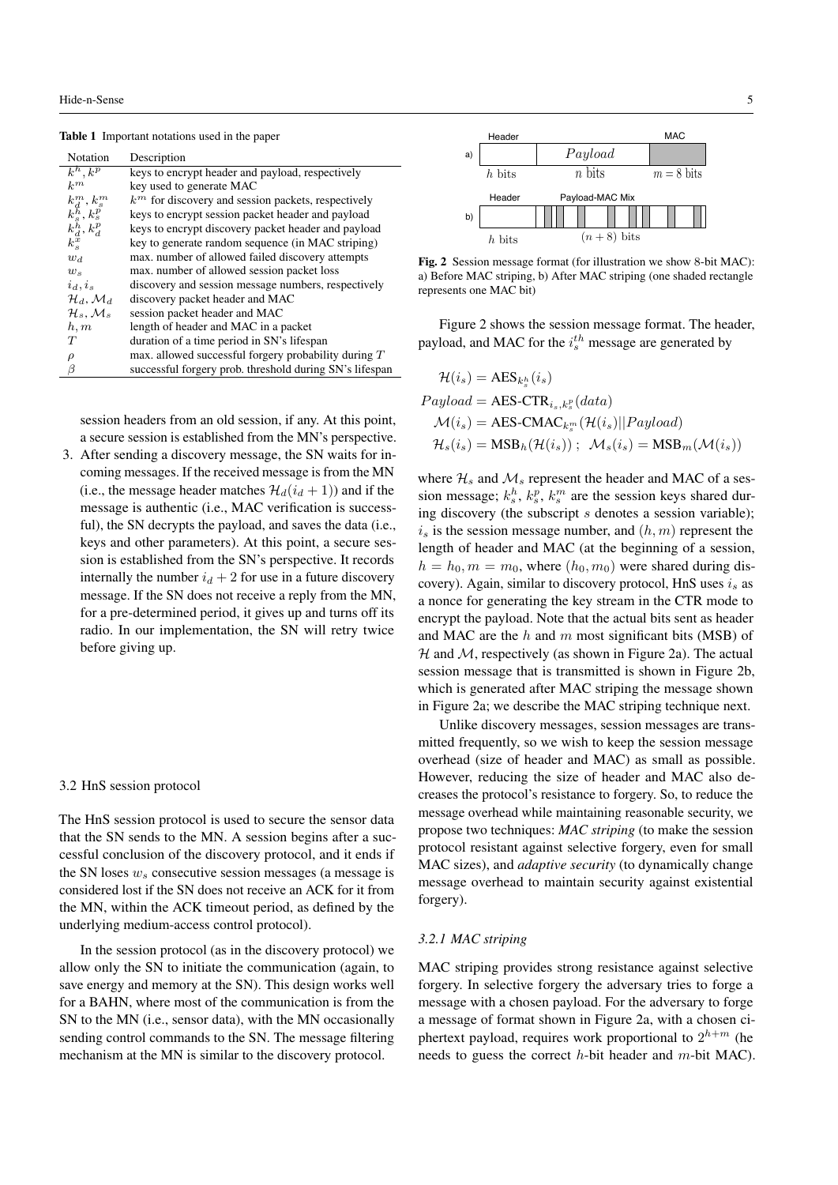**Table 1** Important notations used in the paper

| Notation | Description |
|---|---|
| $k^h, k^p$ | keys to encrypt header and payload, respectively |
| $k^m$ | key used to generate MAC |
| $k^m_d, k^m_s$ | $k^m$ for discovery and session packets, respectively |
| $k^h_s, k^p_s$ | keys to encrypt session packet header and payload |
| $k^h_d, k^p_d$ | keys to encrypt discovery packet header and payload |
| $k^x_s$ | key to generate random sequence (in MAC striping) |
| $w_d$ | max. number of allowed failed discovery attempts |
| $w_s$ | max. number of allowed session packet loss |
| $i_d, i_s$ | discovery and session message numbers, respectively |
| $\mathcal{H}_d, \mathcal{M}_d$ | discovery packet header and MAC |
| $\mathcal{H}_s, \mathcal{M}_s$ | session packet header and MAC |
| $h, m$ | length of header and MAC in a packet |
| $T$ | duration of a time period in SN's lifespan |
| $\rho$ | max. allowed successful forgery probability during $T$ |
| $\beta$ | successful forgery prob. threshold during SN's lifespan |

session headers from an old session, if any. At this point, a secure session is established from the MN's perspective.

3. After sending a discovery message, the SN waits for incoming messages. If the received message is from the MN (i.e., the message header matches $\mathcal{H}_d(i_d+1)$) and if the message is authentic (i.e., MAC verification is successful), the SN decrypts the payload, and saves the data (i.e., keys and other parameters). At this point, a secure session is established from the SN's perspective. It records internally the number $i_d+2$ for use in a future discovery message. If the SN does not receive a reply from the MN, for a pre-determined period, it gives up and turns off its radio. In our implementation, the SN will retry twice before giving up.

### 3.2 HnS session protocol

The HnS session protocol is used to secure the sensor data that the SN sends to the MN. A session begins after a successful conclusion of the discovery protocol, and it ends if the SN loses $w_s$ consecutive session messages (a message is considered lost if the SN does not receive an ACK for it from the MN, within the ACK timeout period, as defined by the underlying medium-access control protocol).

In the session protocol (as in the discovery protocol) we allow only the SN to initiate the communication (again, to save energy and memory at the SN). This design works well for a BAHN, where most of the communication is from the SN to the MN (i.e., sensor data), with the MN occasionally sending control commands to the SN. The message filtering mechanism at the MN is similar to the discovery protocol.

**Fig. 2** Session message format (for illustration we show 8-bit MAC): a) Before MAC striping, b) After MAC striping (one shaded rectangle represents one MAC bit)

Figure 2 shows the session message format. The header, payload, and MAC for the $i_s^{th}$ message are generated by

$$
\begin{aligned}
\mathcal{H}(i_s) &= \text{AES}_{k^h_s}(i_s)\\
Payload &= \text{AES-CTR}_{i_s,k^p_s}(data)\\
\mathcal{M}(i_s) &= \text{AES-CMAC}_{k^m_s}(\mathcal{H}(i_s)||Payload)\\
\mathcal{H}_s(i_s) &= \text{MSB}_h(\mathcal{H}(i_s))\ ;\ \ \mathcal{M}_s(i_s) = \text{MSB}_m(\mathcal{M}(i_s))
\end{aligned}
$$

where $\mathcal{H}_s$ and $\mathcal{M}_s$ represent the header and MAC of a session message; $k^h_s$, $k^p_s$, $k^m_s$ are the session keys shared during discovery (the subscript $s$ denotes a session variable); $i_s$ is the session message number, and $(h, m)$ represent the length of header and MAC (at the beginning of a session, $h = h_0, m = m_0$, where $(h_0, m_0)$ were shared during discovery). Again, similar to discovery protocol, HnS uses $i_s$ as a nonce for generating the key stream in the CTR mode to encrypt the payload. Note that the actual bits sent as header and MAC are the $h$ and $m$ most significant bits (MSB) of $\mathcal{H}$ and $\mathcal{M}$, respectively (as shown in Figure 2a). The actual session message that is transmitted is shown in Figure 2b, which is generated after MAC striping the message shown in Figure 2a; we describe the MAC striping technique next.

Unlike discovery messages, session messages are transmitted frequently, so we wish to keep the session message overhead (size of header and MAC) as small as possible. However, reducing the size of header and MAC also decreases the protocol's resistance to forgery. So, to reduce the message overhead while maintaining reasonable security, we propose two techniques: *MAC striping* (to make the session protocol resistant against selective forgery, even for small MAC sizes), and *adaptive security* (to dynamically change message overhead to maintain security against existential forgery).

#### 3.2.1 MAC striping

MAC striping provides strong resistance against selective forgery. In selective forgery the adversary tries to forge a message with a chosen payload. For the adversary to forge a message of format shown in Figure 2a, with a chosen ciphertext payload, requires work proportional to $2^{h+m}$ (he needs to guess the correct $h$-bit header and $m$-bit MAC).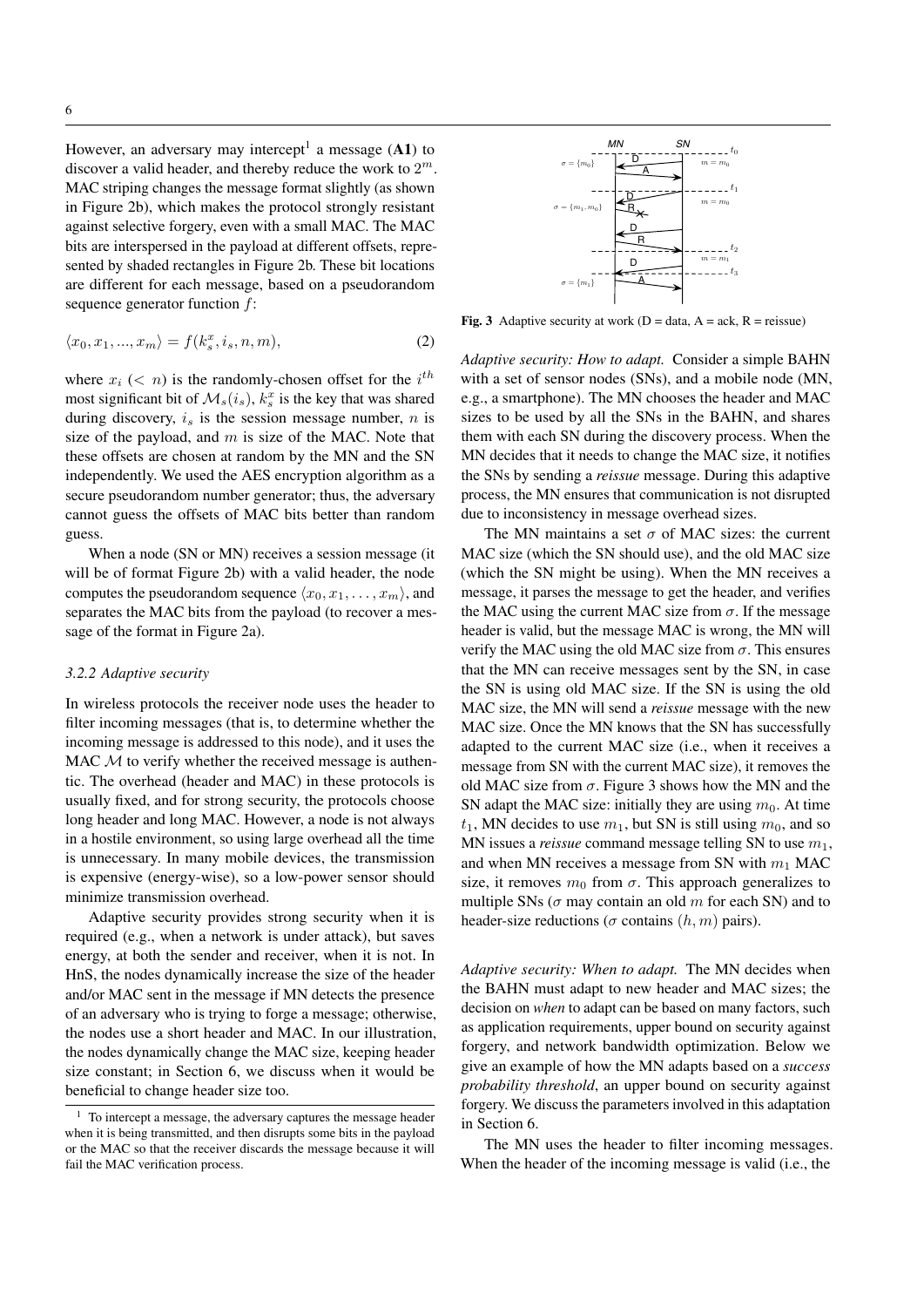However, an adversary may intercept[1] a message (**A1**) to discover a valid header, and thereby reduce the work to $2^m$. MAC striping changes the message format slightly (as shown in Figure 2b), which makes the protocol strongly resistant against selective forgery, even with a small MAC. The MAC bits are interspersed in the payload at different offsets, represented by shaded rectangles in Figure 2b. These bit locations are different for each message, based on a pseudorandom sequence generator function $f$:

$$\langle x_0, x_1, ..., x_m \rangle = f(k_s^x, i_s, n, m), \tag{2}$$

where $x_i$ ($< n$) is the randomly-chosen offset for the $i^{th}$ most significant bit of $\mathcal{M}_s(i_s)$, $k_s^x$ is the key that was shared during discovery, $i_s$ is the session message number, $n$ is size of the payload, and $m$ is size of the MAC. Note that these offsets are chosen at random by the MN and the SN independently. We used the AES encryption algorithm as a secure pseudorandom number generator; thus, the adversary cannot guess the offsets of MAC bits better than random guess.

When a node (SN or MN) receives a session message (it will be of format Figure 2b) with a valid header, the node computes the pseudorandom sequence $\langle x_0, x_1, \ldots, x_m \rangle$, and separates the MAC bits from the payload (to recover a message of the format in Figure 2a).

### 3.2.2 Adaptive security

In wireless protocols the receiver node uses the header to filter incoming messages (that is, to determine whether the incoming message is addressed to this node), and it uses the MAC $\mathcal{M}$ to verify whether the received message is authentic. The overhead (header and MAC) in these protocols is usually fixed, and for strong security, the protocols choose long header and long MAC. However, a node is not always in a hostile environment, so using large overhead all the time is unnecessary. In many mobile devices, the transmission is expensive (energy-wise), so a low-power sensor should minimize transmission overhead.

Adaptive security provides strong security when it is required (e.g., when a network is under attack), but saves energy, at both the sender and receiver, when it is not. In HnS, the nodes dynamically increase the size of the header and/or MAC sent in the message if MN detects the presence of an adversary who is trying to forge a message; otherwise, the nodes use a short header and MAC. In our illustration, the nodes dynamically change the MAC size, keeping header size constant; in Section 6, we discuss when it would be beneficial to change header size too.

[1] To intercept a message, the adversary captures the message header when it is being transmitted, and then disrupts some bits in the payload or the MAC so that the receiver discards the message because it will fail the MAC verification process.

**Fig. 3** Adaptive security at work (D = data, A = ack, R = reissue)

*Adaptive security: How to adapt.* Consider a simple BAHN with a set of sensor nodes (SNs), and a mobile node (MN, e.g., a smartphone). The MN chooses the header and MAC sizes to be used by all the SNs in the BAHN, and shares them with each SN during the discovery process. When the MN decides that it needs to change the MAC size, it notifies the SNs by sending a *reissue* message. During this adaptive process, the MN ensures that communication is not disrupted due to inconsistency in message overhead sizes.

The MN maintains a set $\sigma$ of MAC sizes: the current MAC size (which the SN should use), and the old MAC size (which the SN might be using). When the MN receives a message, it parses the message to get the header, and verifies the MAC using the current MAC size from $\sigma$. If the message header is valid, but the message MAC is wrong, the MN will verify the MAC using the old MAC size from $\sigma$. This ensures that the MN can receive messages sent by the SN, in case the SN is using old MAC size. If the SN is using the old MAC size, the MN will send a *reissue* message with the new MAC size. Once the MN knows that the SN has successfully adapted to the current MAC size (i.e., when it receives a message from SN with the current MAC size), it removes the old MAC size from $\sigma$. Figure 3 shows how the MN and the SN adapt the MAC size: initially they are using $m_0$. At time $t_1$, MN decides to use $m_1$, but SN is still using $m_0$, and so MN issues a *reissue* command message telling SN to use $m_1$, and when MN receives a message from SN with $m_1$ MAC size, it removes $m_0$ from $\sigma$. This approach generalizes to multiple SNs ($\sigma$ may contain an old $m$ for each SN) and to header-size reductions ($\sigma$ contains $(h, m)$ pairs).

*Adaptive security: When to adapt.* The MN decides when the BAHN must adapt to new header and MAC sizes; the decision on *when* to adapt can be based on many factors, such as application requirements, upper bound on security against forgery, and network bandwidth optimization. Below we give an example of how the MN adapts based on a *success probability threshold*, an upper bound on security against forgery. We discuss the parameters involved in this adaptation in Section 6.

The MN uses the header to filter incoming messages. When the header of the incoming message is valid (i.e., the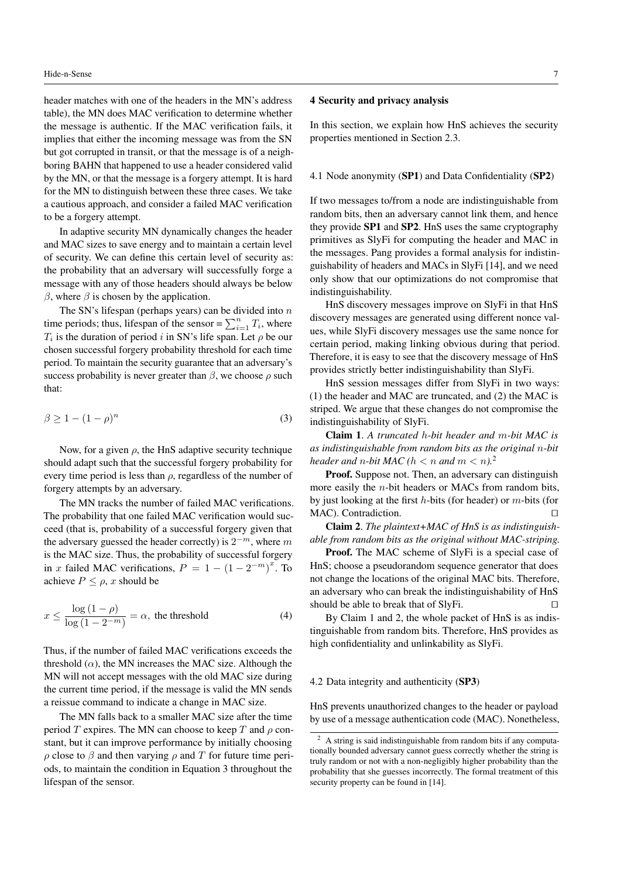header matches with one of the headers in the MN's address table), the MN does MAC verification to determine whether the message is authentic. If the MAC verification fails, it implies that either the incoming message was from the SN but got corrupted in transit, or that the message is of a neighboring BAHN that happened to use a header considered valid by the MN, or that the message is a forgery attempt. It is hard for the MN to distinguish between these three cases. We take a cautious approach, and consider a failed MAC verification to be a forgery attempt.

In adaptive security MN dynamically changes the header and MAC sizes to save energy and to maintain a certain level of security. We can define this certain level of security as: the probability that an adversary will successfully forge a message with any of those headers should always be below $\beta$, where $\beta$ is chosen by the application.

The SN's lifespan (perhaps years) can be divided into $n$ time periods; thus, lifespan of the sensor = $\sum_{i=1}^{n} T_i$, where $T_i$ is the duration of period $i$ in SN's life span. Let $\rho$ be our chosen successful forgery probability threshold for each time period. To maintain the security guarantee that an adversary's success probability is never greater than $\beta$, we choose $\rho$ such that:

$$\beta \geq 1 - (1 - \rho)^n \tag{3}$$

Now, for a given $\rho$, the HnS adaptive security technique should adapt such that the successful forgery probability for every time period is less than $\rho$, regardless of the number of forgery attempts by an adversary.

The MN tracks the number of failed MAC verifications. The probability that one failed MAC verification would succeed (that is, probability of a successful forgery given that the adversary guessed the header correctly) is $2^{-m}$, where $m$ is the MAC size. Thus, the probability of successful forgery in $x$ failed MAC verifications, $P = 1 - (1 - 2^{-m})^x$. To achieve $P \leq \rho$, $x$ should be

$$x \leq \frac{\log(1 - \rho)}{\log(1 - 2^{-m})} = \alpha, \text{ the threshold} \tag{4}$$

Thus, if the number of failed MAC verifications exceeds the threshold ($\alpha$), the MN increases the MAC size. Although the MN will not accept messages with the old MAC size during the current time period, if the message is valid the MN sends a reissue command to indicate a change in MAC size.

The MN falls back to a smaller MAC size after the time period $T$ expires. The MN can choose to keep $T$ and $\rho$ constant, but it can improve performance by initially choosing $\rho$ close to $\beta$ and then varying $\rho$ and $T$ for future time periods, to maintain the condition in Equation 3 throughout the lifespan of the sensor.

## 4 Security and privacy analysis

In this section, we explain how HnS achieves the security properties mentioned in Section 2.3.

### 4.1 Node anonymity (**SP1**) and Data Confidentiality (**SP2**)

If two messages to/from a node are indistinguishable from random bits, then an adversary cannot link them, and hence they provide **SP1** and **SP2**. HnS uses the same cryptography primitives as SlyFi for computing the header and MAC in the messages. Pang provides a formal analysis for indistinguishability of headers and MACs in SlyFi [14], and we need only show that our optimizations do not compromise that indistinguishability.

HnS discovery messages improve on SlyFi in that HnS discovery messages are generated using different nonce values, while SlyFi discovery messages use the same nonce for certain period, making linking obvious during that period. Therefore, it is easy to see that the discovery message of HnS provides strictly better indistinguishability than SlyFi.

HnS session messages differ from SlyFi in two ways: (1) the header and MAC are truncated, and (2) the MAC is striped. We argue that these changes do not compromise the indistinguishability of SlyFi.

**Claim 1**. *A truncated $h$-bit header and $m$-bit MAC is as indistinguishable from random bits as the original $n$-bit header and $n$-bit MAC ($h < n$ and $m < n$).*[2]

**Proof.** Suppose not. Then, an adversary can distinguish more easily the $n$-bit headers or MACs from random bits, by just looking at the first $h$-bits (for header) or $m$-bits (for MAC). Contradiction. □

**Claim 2**. *The plaintext+MAC of HnS is as indistinguishable from random bits as the original without MAC-striping.*

**Proof.** The MAC scheme of SlyFi is a special case of HnS; choose a pseudorandom sequence generator that does not change the locations of the original MAC bits. Therefore, an adversary who can break the indistinguishability of HnS should be able to break that of SlyFi. □

By Claim 1 and 2, the whole packet of HnS is as indistinguishable from random bits. Therefore, HnS provides as high confidentiality and unlinkability as SlyFi.

### 4.2 Data integrity and authenticity (**SP3**)

HnS prevents unauthorized changes to the header or payload by use of a message authentication code (MAC). Nonetheless,

[2] A string is said indistinguishable from random bits if any computationally bounded adversary cannot guess correctly whether the string is truly random or not with a non-negligibly higher probability than the probability that she guesses incorrectly. The formal treatment of this security property can be found in [14].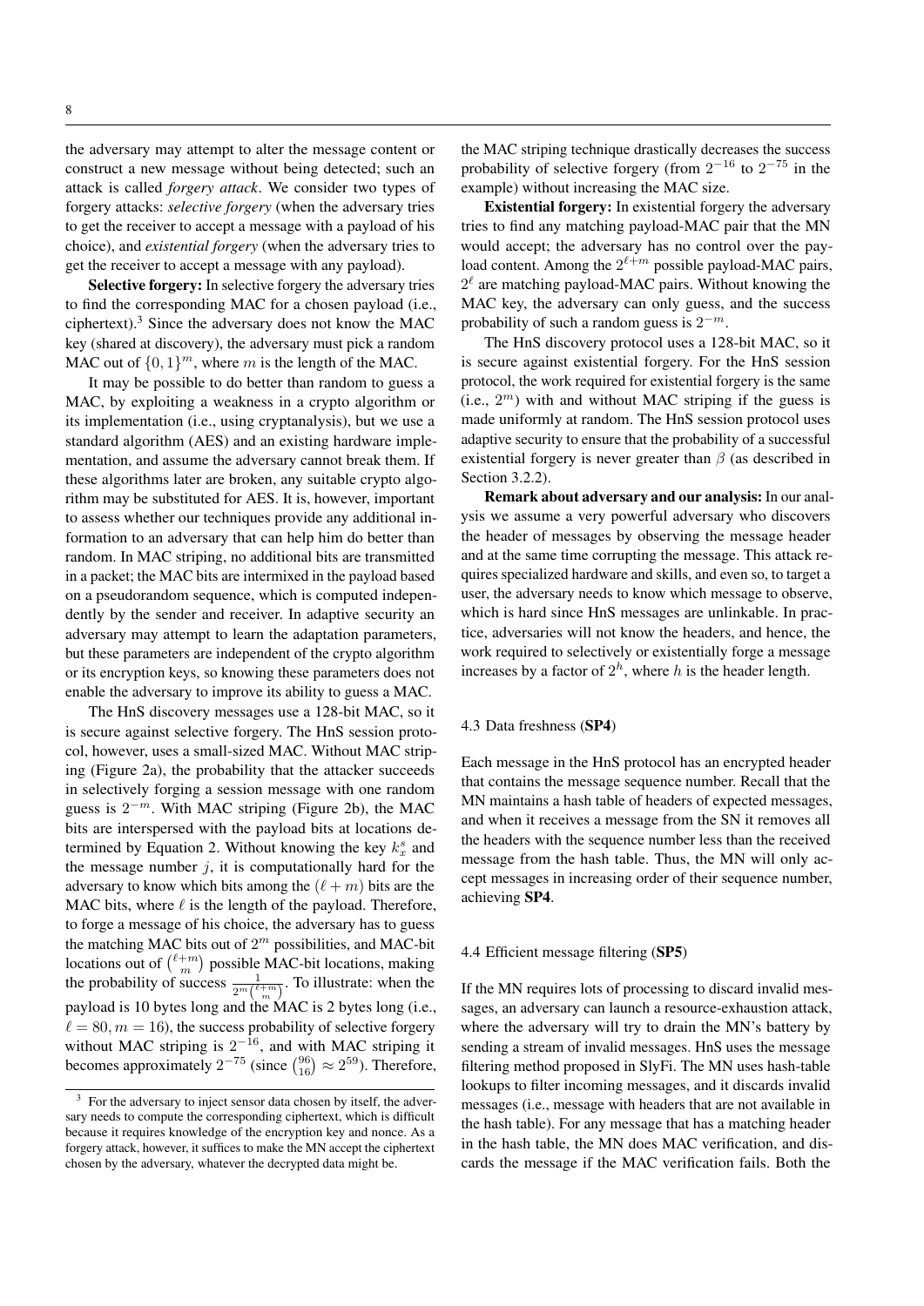the adversary may attempt to alter the message content or construct a new message without being detected; such an attack is called *forgery attack*. We consider two types of forgery attacks: *selective forgery* (when the adversary tries to get the receiver to accept a message with a payload of his choice), and *existential forgery* (when the adversary tries to get the receiver to accept a message with any payload).

**Selective forgery:** In selective forgery the adversary tries to find the corresponding MAC for a chosen payload (i.e., ciphertext).[3] Since the adversary does not know the MAC key (shared at discovery), the adversary must pick a random MAC out of $\{0,1\}^m$, where $m$ is the length of the MAC.

It may be possible to do better than random to guess a MAC, by exploiting a weakness in a crypto algorithm or its implementation (i.e., using cryptanalysis), but we use a standard algorithm (AES) and an existing hardware implementation, and assume the adversary cannot break them. If these algorithms later are broken, any suitable crypto algorithm may be substituted for AES. It is, however, important to assess whether our techniques provide any additional information to an adversary that can help him do better than random. In MAC striping, no additional bits are transmitted in a packet; the MAC bits are intermixed in the payload based on a pseudorandom sequence, which is computed independently by the sender and receiver. In adaptive security an adversary may attempt to learn the adaptation parameters, but these parameters are independent of the crypto algorithm or its encryption keys, so knowing these parameters does not enable the adversary to improve its ability to guess a MAC.

The HnS discovery messages use a 128-bit MAC, so it is secure against selective forgery. The HnS session protocol, however, uses a small-sized MAC. Without MAC striping (Figure 2a), the probability that the attacker succeeds in selectively forging a session message with one random guess is $2^{-m}$. With MAC striping (Figure 2b), the MAC bits are interspersed with the payload bits at locations determined by Equation 2. Without knowing the key $k_x^s$ and the message number $j$, it is computationally hard for the adversary to know which bits among the $(\ell + m)$ bits are the MAC bits, where $\ell$ is the length of the payload. Therefore, to forge a message of his choice, the adversary has to guess the matching MAC bits out of $2^m$ possibilities, and MAC-bit locations out of $\binom{\ell+m}{m}$ possible MAC-bit locations, making the probability of success $\frac{1}{2^m\binom{\ell+m}{m}}$. To illustrate: when the payload is 10 bytes long and the MAC is 2 bytes long (i.e., $\ell = 80, m = 16$), the success probability of selective forgery without MAC striping is $2^{-16}$, and with MAC striping it becomes approximately $2^{-75}$ (since $\binom{96}{16} \approx 2^{59}$). Therefore, the MAC striping technique drastically decreases the success probability of selective forgery (from $2^{-16}$ to $2^{-75}$ in the example) without increasing the MAC size.

**Existential forgery:** In existential forgery the adversary tries to find any matching payload-MAC pair that the MN would accept; the adversary has no control over the payload content. Among the $2^{\ell+m}$ possible payload-MAC pairs, $2^{\ell}$ are matching payload-MAC pairs. Without knowing the MAC key, the adversary can only guess, and the success probability of such a random guess is $2^{-m}$.

The HnS discovery protocol uses a 128-bit MAC, so it is secure against existential forgery. For the HnS session protocol, the work required for existential forgery is the same (i.e., $2^m$) with and without MAC striping if the guess is made uniformly at random. The HnS session protocol uses adaptive security to ensure that the probability of a successful existential forgery is never greater than $\beta$ (as described in Section 3.2.2).

**Remark about adversary and our analysis:** In our analysis we assume a very powerful adversary who discovers the header of messages by observing the message header and at the same time corrupting the message. This attack requires specialized hardware and skills, and even so, to target a user, the adversary needs to know which message to observe, which is hard since HnS messages are unlinkable. In practice, adversaries will not know the headers, and hence, the work required to selectively or existentially forge a message increases by a factor of $2^h$, where $h$ is the header length.

### 4.3 Data freshness (**SP4**)

Each message in the HnS protocol has an encrypted header that contains the message sequence number. Recall that the MN maintains a hash table of headers of expected messages, and when it receives a message from the SN it removes all the headers with the sequence number less than the received message from the hash table. Thus, the MN will only accept messages in increasing order of their sequence number, achieving **SP4**.

### 4.4 Efficient message filtering (**SP5**)

If the MN requires lots of processing to discard invalid messages, an adversary can launch a resource-exhaustion attack, where the adversary will try to drain the MN's battery by sending a stream of invalid messages. HnS uses the message filtering method proposed in SlyFi. The MN uses hash-table lookups to filter incoming messages, and it discards invalid messages (i.e., message with headers that are not available in the hash table). For any message that has a matching header in the hash table, the MN does MAC verification, and discards the message if the MAC verification fails. Both the

---

[3] For the adversary to inject sensor data chosen by itself, the adversary needs to compute the corresponding ciphertext, which is difficult because it requires knowledge of the encryption key and nonce. As a forgery attack, however, it suffices to make the MN accept the ciphertext chosen by the adversary, whatever the decrypted data might be.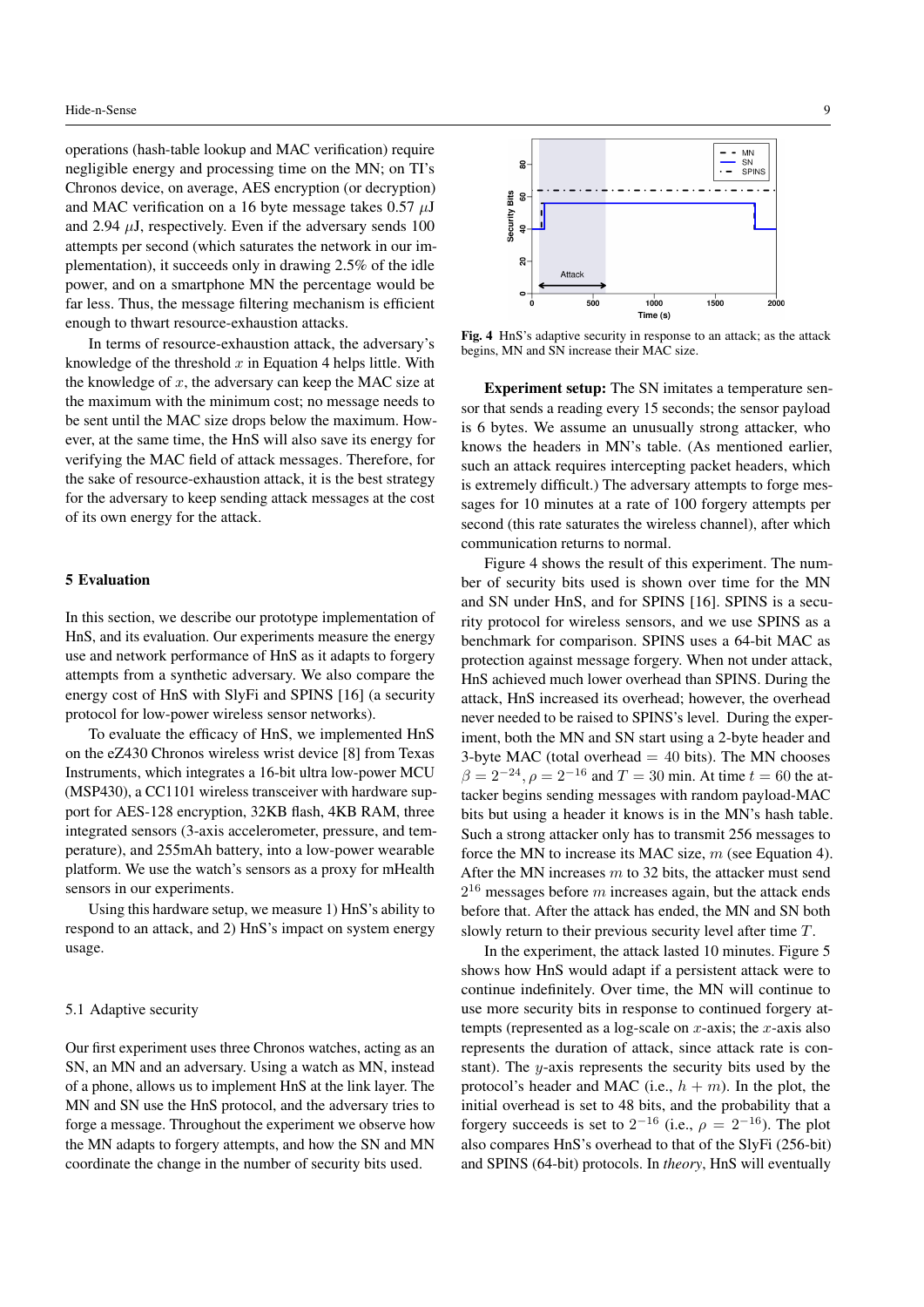operations (hash-table lookup and MAC verification) require negligible energy and processing time on the MN; on TI's Chronos device, on average, AES encryption (or decryption) and MAC verification on a 16 byte message takes 0.57 $\mu$J and 2.94 $\mu$J, respectively. Even if the adversary sends 100 attempts per second (which saturates the network in our implementation), it succeeds only in drawing 2.5% of the idle power, and on a smartphone MN the percentage would be far less. Thus, the message filtering mechanism is efficient enough to thwart resource-exhaustion attacks.

In terms of resource-exhaustion attack, the adversary's knowledge of the threshold $x$ in Equation 4 helps little. With the knowledge of $x$, the adversary can keep the MAC size at the maximum with the minimum cost; no message needs to be sent until the MAC size drops below the maximum. However, at the same time, the HnS will also save its energy for verifying the MAC field of attack messages. Therefore, for the sake of resource-exhaustion attack, it is the best strategy for the adversary to keep sending attack messages at the cost of its own energy for the attack.

## 5 Evaluation

In this section, we describe our prototype implementation of HnS, and its evaluation. Our experiments measure the energy use and network performance of HnS as it adapts to forgery attempts from a synthetic adversary. We also compare the energy cost of HnS with SlyFi and SPINS [16] (a security protocol for low-power wireless sensor networks).

To evaluate the efficacy of HnS, we implemented HnS on the eZ430 Chronos wireless wrist device [8] from Texas Instruments, which integrates a 16-bit ultra low-power MCU (MSP430), a CC1101 wireless transceiver with hardware support for AES-128 encryption, 32KB flash, 4KB RAM, three integrated sensors (3-axis accelerometer, pressure, and temperature), and 255mAh battery, into a low-power wearable platform. We use the watch's sensors as a proxy for mHealth sensors in our experiments.

Using this hardware setup, we measure 1) HnS's ability to respond to an attack, and 2) HnS's impact on system energy usage.

### 5.1 Adaptive security

Our first experiment uses three Chronos watches, acting as an SN, an MN and an adversary. Using a watch as MN, instead of a phone, allows us to implement HnS at the link layer. The MN and SN use the HnS protocol, and the adversary tries to forge a message. Throughout the experiment we observe how the MN adapts to forgery attempts, and how the SN and MN coordinate the change in the number of security bits used.

**Fig. 4** HnS's adaptive security in response to an attack; as the attack begins, MN and SN increase their MAC size.

**Experiment setup:** The SN imitates a temperature sensor that sends a reading every 15 seconds; the sensor payload is 6 bytes. We assume an unusually strong attacker, who knows the headers in MN's table. (As mentioned earlier, such an attack requires intercepting packet headers, which is extremely difficult.) The adversary attempts to forge messages for 10 minutes at a rate of 100 forgery attempts per second (this rate saturates the wireless channel), after which communication returns to normal.

Figure 4 shows the result of this experiment. The number of security bits used is shown over time for the MN and SN under HnS, and for SPINS [16]. SPINS is a security protocol for wireless sensors, and we use SPINS as a benchmark for comparison. SPINS uses a 64-bit MAC as protection against message forgery. When not under attack, HnS achieved much lower overhead than SPINS. During the attack, HnS increased its overhead; however, the overhead never needed to be raised to SPINS's level. During the experiment, both the MN and SN start using a 2-byte header and 3-byte MAC (total overhead $= 40$ bits). The MN chooses $\beta = 2^{-24}, \rho = 2^{-16}$ and $T = 30$ min. At time $t = 60$ the attacker begins sending messages with random payload-MAC bits but using a header it knows is in the MN's hash table. Such a strong attacker only has to transmit 256 messages to force the MN to increase its MAC size, $m$ (see Equation 4). After the MN increases $m$ to 32 bits, the attacker must send $2^{16}$ messages before $m$ increases again, but the attack ends before that. After the attack has ended, the MN and SN both slowly return to their previous security level after time $T$.

In the experiment, the attack lasted 10 minutes. Figure 5 shows how HnS would adapt if a persistent attack were to continue indefinitely. Over time, the MN will continue to use more security bits in response to continued forgery attempts (represented as a log-scale on $x$-axis; the $x$-axis also represents the duration of attack, since attack rate is constant). The $y$-axis represents the security bits used by the protocol's header and MAC (i.e., $h + m$). In the plot, the initial overhead is set to 48 bits, and the probability that a forgery succeeds is set to $2^{-16}$ (i.e., $\rho = 2^{-16}$). The plot also compares HnS's overhead to that of the SlyFi (256-bit) and SPINS (64-bit) protocols. In *theory*, HnS will eventually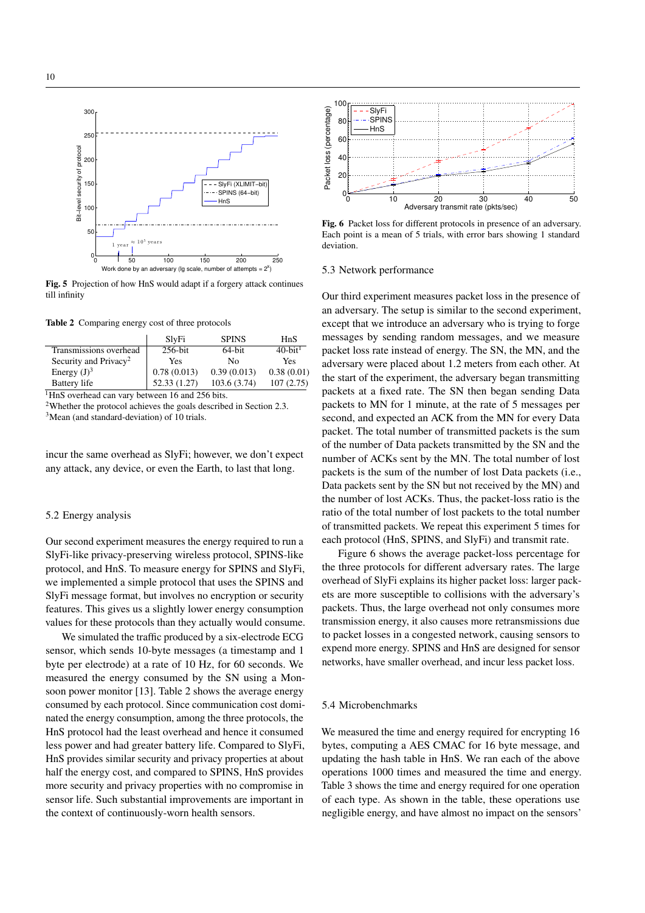Fig. 5 Projection of how HnS would adapt if a forgery attack continues till infinity

**Table 2** Comparing energy cost of three protocols

| | SlyFi | SPINS | HnS |
|---|---|---|---|
| Transmissions overhead | 256-bit | 64-bit | 40-bit[1] |
| Security and Privacy[2] | Yes | No | Yes |
| Energy (J)[3] | 0.78 (0.013) | 0.39 (0.013) | 0.38 (0.01) |
| Battery life | 52.33 (1.27) | 103.6 (3.74) | 107 (2.75) |

[1]HnS overhead can vary between 16 and 256 bits.
[2]Whether the protocol achieves the goals described in Section 2.3.
[3]Mean (and standard-deviation) of 10 trials.

incur the same overhead as SlyFi; however, we don't expect any attack, any device, or even the Earth, to last that long.

## 5.2 Energy analysis

Our second experiment measures the energy required to run a SlyFi-like privacy-preserving wireless protocol, SPINS-like protocol, and HnS. To measure energy for SPINS and SlyFi, we implemented a simple protocol that uses the SPINS and SlyFi message format, but involves no encryption or security features. This gives us a slightly lower energy consumption values for these protocols than they actually would consume.

We simulated the traffic produced by a six-electrode ECG sensor, which sends 10-byte messages (a timestamp and 1 byte per electrode) at a rate of 10 Hz, for 60 seconds. We measured the energy consumed by the SN using a Monsoon power monitor [13]. Table 2 shows the average energy consumed by each protocol. Since communication cost dominated the energy consumption, among the three protocols, the HnS protocol had the least overhead and hence it consumed less power and had greater battery life. Compared to SlyFi, HnS provides similar security and privacy properties at about half the energy cost, and compared to SPINS, HnS provides more security and privacy properties with no compromise in sensor life. Such substantial improvements are important in the context of continuously-worn health sensors.

Fig. 6 Packet loss for different protocols in presence of an adversary. Each point is a mean of 5 trials, with error bars showing 1 standard deviation.

## 5.3 Network performance

Our third experiment measures packet loss in the presence of an adversary. The setup is similar to the second experiment, except that we introduce an adversary who is trying to forge messages by sending random messages, and we measure packet loss rate instead of energy. The SN, the MN, and the adversary were placed about 1.2 meters from each other. At the start of the experiment, the adversary began transmitting packets at a fixed rate. The SN then began sending Data packets to MN for 1 minute, at the rate of 5 messages per second, and expected an ACK from the MN for every Data packet. The total number of transmitted packets is the sum of the number of Data packets transmitted by the SN and the number of ACKs sent by the MN. The total number of lost packets is the sum of the number of lost Data packets (i.e., Data packets sent by the SN but not received by the MN) and the number of lost ACKs. Thus, the packet-loss ratio is the ratio of the total number of lost packets to the total number of transmitted packets. We repeat this experiment 5 times for each protocol (HnS, SPINS, and SlyFi) and transmit rate.

Figure 6 shows the average packet-loss percentage for the three protocols for different adversary rates. The large overhead of SlyFi explains its higher packet loss: larger packets are more susceptible to collisions with the adversary's packets. Thus, the large overhead not only consumes more transmission energy, it also causes more retransmissions due to packet losses in a congested network, causing sensors to expend more energy. SPINS and HnS are designed for sensor networks, have smaller overhead, and incur less packet loss.

## 5.4 Microbenchmarks

We measured the time and energy required for encrypting 16 bytes, computing a AES CMAC for 16 byte message, and updating the hash table in HnS. We ran each of the above operations 1000 times and measured the time and energy. Table 3 shows the time and energy required for one operation of each type. As shown in the table, these operations use negligible energy, and have almost no impact on the sensors'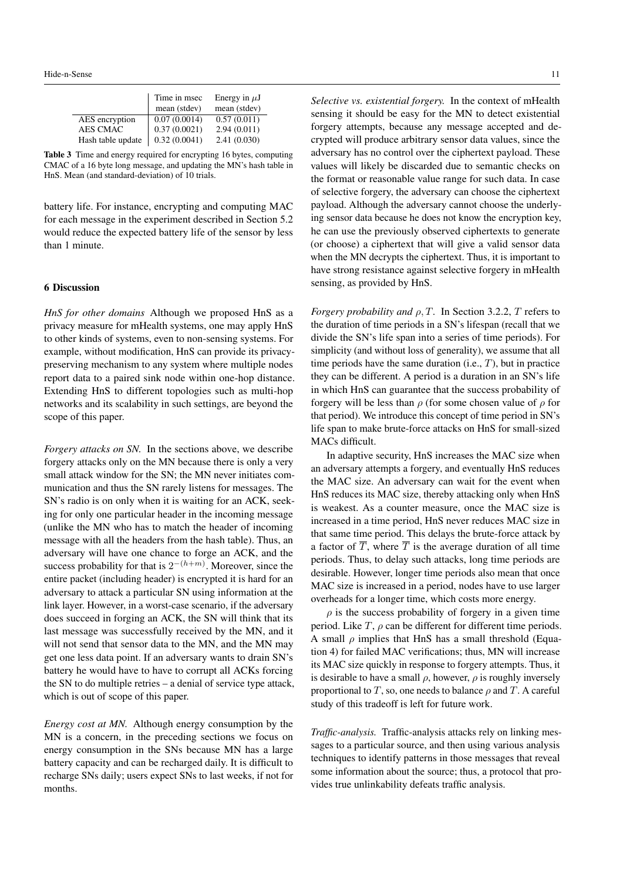|  | Time in msec mean (stdev) | Energy in $\mu$J mean (stdev) |
|---|---|---|
| AES encryption | 0.07 (0.0014) | 0.57 (0.011) |
| AES CMAC | 0.37 (0.0021) | 2.94 (0.011) |
| Hash table update | 0.32 (0.0041) | 2.41 (0.030) |

**Table 3** Time and energy required for encrypting 16 bytes, computing CMAC of a 16 byte long message, and updating the MN's hash table in HnS. Mean (and standard-deviation) of 10 trials.

battery life. For instance, encrypting and computing MAC for each message in the experiment described in Section 5.2 would reduce the expected battery life of the sensor by less than 1 minute.

## 6 Discussion

*HnS for other domains* Although we proposed HnS as a privacy measure for mHealth systems, one may apply HnS to other kinds of systems, even to non-sensing systems. For example, without modification, HnS can provide its privacy-preserving mechanism to any system where multiple nodes report data to a paired sink node within one-hop distance. Extending HnS to different topologies such as multi-hop networks and its scalability in such settings, are beyond the scope of this paper.

*Forgery attacks on SN.* In the sections above, we describe forgery attacks only on the MN because there is only a very small attack window for the SN; the MN never initiates communication and thus the SN rarely listens for messages. The SN's radio is on only when it is waiting for an ACK, seeking for only one particular header in the incoming message (unlike the MN who has to match the header of incoming message with all the headers from the hash table). Thus, an adversary will have one chance to forge an ACK, and the success probability for that is $2^{-(h+m)}$. Moreover, since the entire packet (including header) is encrypted it is hard for an adversary to attack a particular SN using information at the link layer. However, in a worst-case scenario, if the adversary does succeed in forging an ACK, the SN will think that its last message was successfully received by the MN, and it will not send that sensor data to the MN, and the MN may get one less data point. If an adversary wants to drain SN's battery he would have to have to corrupt all ACKs forcing the SN to do multiple retries – a denial of service type attack, which is out of scope of this paper.

*Energy cost at MN.* Although energy consumption by the MN is a concern, in the preceding sections we focus on energy consumption in the SNs because MN has a large battery capacity and can be recharged daily. It is difficult to recharge SNs daily; users expect SNs to last weeks, if not for months.

*Selective vs. existential forgery.* In the context of mHealth sensing it should be easy for the MN to detect existential forgery attempts, because any message accepted and decrypted will produce arbitrary sensor data values, since the adversary has no control over the ciphertext payload. These values will likely be discarded due to semantic checks on the format or reasonable value range for such data. In case of selective forgery, the adversary can choose the ciphertext payload. Although the adversary cannot choose the underlying sensor data because he does not know the encryption key, he can use the previously observed ciphertexts to generate (or choose) a ciphertext that will give a valid sensor data when the MN decrypts the ciphertext. Thus, it is important to have strong resistance against selective forgery in mHealth sensing, as provided by HnS.

*Forgery probability and $\rho, T$.* In Section 3.2.2, $T$ refers to the duration of time periods in a SN's lifespan (recall that we divide the SN's life span into a series of time periods). For simplicity (and without loss of generality), we assume that all time periods have the same duration (i.e., $T$), but in practice they can be different. A period is a duration in an SN's life in which HnS can guarantee that the success probability of forgery will be less than $\rho$ (for some chosen value of $\rho$ for that period). We introduce this concept of time period in SN's life span to make brute-force attacks on HnS for small-sized MACs difficult.

In adaptive security, HnS increases the MAC size when an adversary attempts a forgery, and eventually HnS reduces the MAC size. An adversary can wait for the event when HnS reduces its MAC size, thereby attacking only when HnS is weakest. As a counter measure, once the MAC size is increased in a time period, HnS never reduces MAC size in that same time period. This delays the brute-force attack by a factor of $\overline{T}$, where $\overline{T}$ is the average duration of all time periods. Thus, to delay such attacks, long time periods are desirable. However, longer time periods also mean that once MAC size is increased in a period, nodes have to use larger overheads for a longer time, which costs more energy.

$\rho$ is the success probability of forgery in a given time period. Like $T$, $\rho$ can be different for different time periods. A small $\rho$ implies that HnS has a small threshold (Equation 4) for failed MAC verifications; thus, MN will increase its MAC size quickly in response to forgery attempts. Thus, it is desirable to have a small $\rho$, however, $\rho$ is roughly inversely proportional to $T$, so, one needs to balance $\rho$ and $T$. A careful study of this tradeoff is left for future work.

*Traffic-analysis.* Traffic-analysis attacks rely on linking messages to a particular source, and then using various analysis techniques to identify patterns in those messages that reveal some information about the source; thus, a protocol that provides true unlinkability defeats traffic analysis.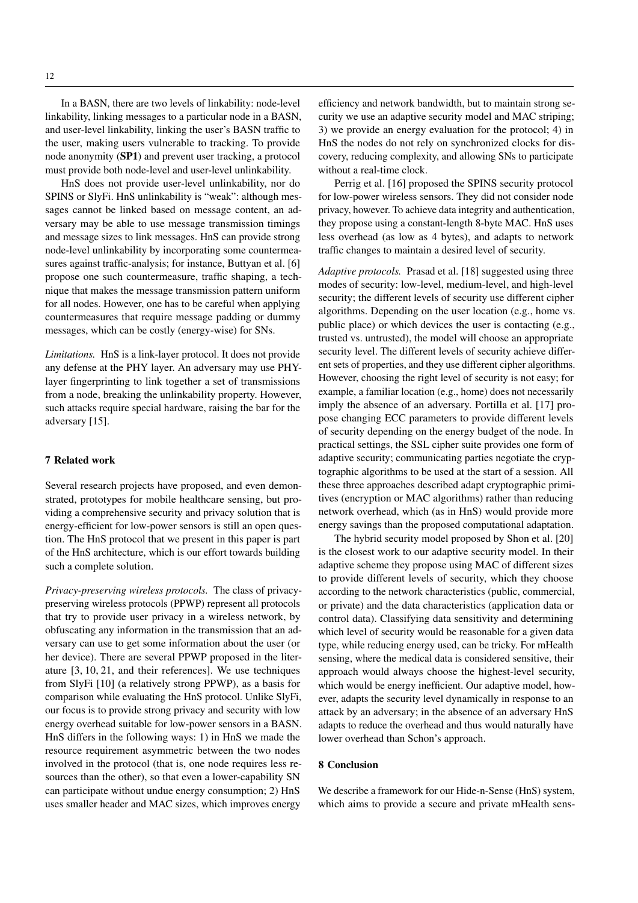In a BASN, there are two levels of linkability: node-level linkability, linking messages to a particular node in a BASN, and user-level linkability, linking the user's BASN traffic to the user, making users vulnerable to tracking. To provide node anonymity (**SP1**) and prevent user tracking, a protocol must provide both node-level and user-level unlinkability.

HnS does not provide user-level unlinkability, nor do SPINS or SlyFi. HnS unlinkability is "weak": although messages cannot be linked based on message content, an adversary may be able to use message transmission timings and message sizes to link messages. HnS can provide strong node-level unlinkability by incorporating some countermeasures against traffic-analysis; for instance, Buttyan et al. [6] propose one such countermeasure, traffic shaping, a technique that makes the message transmission pattern uniform for all nodes. However, one has to be careful when applying countermeasures that require message padding or dummy messages, which can be costly (energy-wise) for SNs.

*Limitations.* HnS is a link-layer protocol. It does not provide any defense at the PHY layer. An adversary may use PHY-layer fingerprinting to link together a set of transmissions from a node, breaking the unlinkability property. However, such attacks require special hardware, raising the bar for the adversary [15].

## 7 Related work

Several research projects have proposed, and even demonstrated, prototypes for mobile healthcare sensing, but providing a comprehensive security and privacy solution that is energy-efficient for low-power sensors is still an open question. The HnS protocol that we present in this paper is part of the HnS architecture, which is our effort towards building such a complete solution.

*Privacy-preserving wireless protocols.* The class of privacy-preserving wireless protocols (PPWP) represent all protocols that try to provide user privacy in a wireless network, by obfuscating any information in the transmission that an adversary can use to get some information about the user (or her device). There are several PPWP proposed in the literature [3, 10, 21, and their references]. We use techniques from SlyFi [10] (a relatively strong PPWP), as a basis for comparison while evaluating the HnS protocol. Unlike SlyFi, our focus is to provide strong privacy and security with low energy overhead suitable for low-power sensors in a BASN. HnS differs in the following ways: 1) in HnS we made the resource requirement asymmetric between the two nodes involved in the protocol (that is, one node requires less resources than the other), so that even a lower-capability SN can participate without undue energy consumption; 2) HnS uses smaller header and MAC sizes, which improves energy efficiency and network bandwidth, but to maintain strong security we use an adaptive security model and MAC striping; 3) we provide an energy evaluation for the protocol; 4) in HnS the nodes do not rely on synchronized clocks for discovery, reducing complexity, and allowing SNs to participate without a real-time clock.

Perrig et al. [16] proposed the SPINS security protocol for low-power wireless sensors. They did not consider node privacy, however. To achieve data integrity and authentication, they propose using a constant-length 8-byte MAC. HnS uses less overhead (as low as 4 bytes), and adapts to network traffic changes to maintain a desired level of security.

*Adaptive protocols.* Prasad et al. [18] suggested using three modes of security: low-level, medium-level, and high-level security; the different levels of security use different cipher algorithms. Depending on the user location (e.g., home vs. public place) or which devices the user is contacting (e.g., trusted vs. untrusted), the model will choose an appropriate security level. The different levels of security achieve different sets of properties, and they use different cipher algorithms. However, choosing the right level of security is not easy; for example, a familiar location (e.g., home) does not necessarily imply the absence of an adversary. Portilla et al. [17] propose changing ECC parameters to provide different levels of security depending on the energy budget of the node. In practical settings, the SSL cipher suite provides one form of adaptive security; communicating parties negotiate the cryptographic algorithms to be used at the start of a session. All these three approaches described adapt cryptographic primitives (encryption or MAC algorithms) rather than reducing network overhead, which (as in HnS) would provide more energy savings than the proposed computational adaptation.

The hybrid security model proposed by Shon et al. [20] is the closest work to our adaptive security model. In their adaptive scheme they propose using MAC of different sizes to provide different levels of security, which they choose according to the network characteristics (public, commercial, or private) and the data characteristics (application data or control data). Classifying data sensitivity and determining which level of security would be reasonable for a given data type, while reducing energy used, can be tricky. For mHealth sensing, where the medical data is considered sensitive, their approach would always choose the highest-level security, which would be energy inefficient. Our adaptive model, however, adapts the security level dynamically in response to an attack by an adversary; in the absence of an adversary HnS adapts to reduce the overhead and thus would naturally have lower overhead than Schon's approach.

## 8 Conclusion

We describe a framework for our Hide-n-Sense (HnS) system, which aims to provide a secure and private mHealth sens-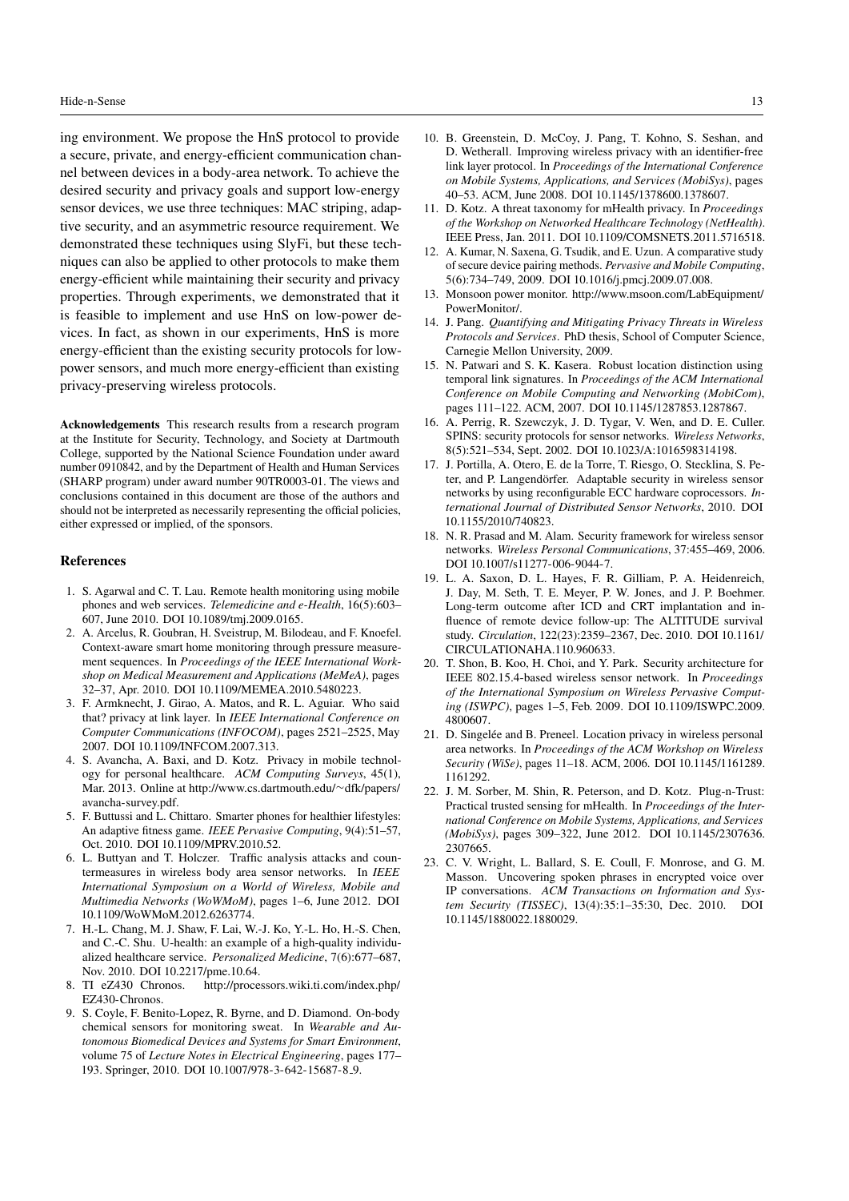ing environment. We propose the HnS protocol to provide a secure, private, and energy-efficient communication channel between devices in a body-area network. To achieve the desired security and privacy goals and support low-energy sensor devices, we use three techniques: MAC striping, adaptive security, and an asymmetric resource requirement. We demonstrated these techniques using SlyFi, but these techniques can also be applied to other protocols to make them energy-efficient while maintaining their security and privacy properties. Through experiments, we demonstrated that it is feasible to implement and use HnS on low-power devices. In fact, as shown in our experiments, HnS is more energy-efficient than the existing security protocols for low-power sensors, and much more energy-efficient than existing privacy-preserving wireless protocols.

**Acknowledgements** This research results from a research program at the Institute for Security, Technology, and Society at Dartmouth College, supported by the National Science Foundation under award number 0910842, and by the Department of Health and Human Services (SHARP program) under award number 90TR0003-01. The views and conclusions contained in this document are those of the authors and should not be interpreted as necessarily representing the official policies, either expressed or implied, of the sponsors.

## References

1. S. Agarwal and C. T. Lau. Remote health monitoring using mobile phones and web services. *Telemedicine and e-Health*, 16(5):603–607, June 2010. DOI 10.1089/tmj.2009.0165.
2. A. Arcelus, R. Goubran, H. Sveistrup, M. Bilodeau, and F. Knoefel. Context-aware smart home monitoring through pressure measurement sequences. In *Proceedings of the IEEE International Workshop on Medical Measurement and Applications (MeMeA)*, pages 32–37, Apr. 2010. DOI 10.1109/MEMEA.2010.5480223.
3. F. Armknecht, J. Girao, A. Matos, and R. L. Aguiar. Who said that? privacy at link layer. In *IEEE International Conference on Computer Communications (INFOCOM)*, pages 2521–2525, May 2007. DOI 10.1109/INFCOM.2007.313.
4. S. Avancha, A. Baxi, and D. Kotz. Privacy in mobile technology for personal healthcare. *ACM Computing Surveys*, 45(1), Mar. 2013. Online at http://www.cs.dartmouth.edu/~dfk/papers/avancha-survey.pdf.
5. F. Buttussi and L. Chittaro. Smarter phones for healthier lifestyles: An adaptive fitness game. *IEEE Pervasive Computing*, 9(4):51–57, Oct. 2010. DOI 10.1109/MPRV.2010.52.
6. L. Buttyan and T. Holczer. Traffic analysis attacks and countermeasures in wireless body area sensor networks. In *IEEE International Symposium on a World of Wireless, Mobile and Multimedia Networks (WoWMoM)*, pages 1–6, June 2012. DOI 10.1109/WoWMoM.2012.6263774.
7. H.-L. Chang, M. J. Shaw, F. Lai, W.-J. Ko, Y.-L. Ho, H.-S. Chen, and C.-C. Shu. U-health: an example of a high-quality individualized healthcare service. *Personalized Medicine*, 7(6):677–687, Nov. 2010. DOI 10.2217/pme.10.64.
8. TI eZ430 Chronos. http://processors.wiki.ti.com/index.php/EZ430-Chronos.
9. S. Coyle, F. Benito-Lopez, R. Byrne, and D. Diamond. On-body chemical sensors for monitoring sweat. In *Wearable and Autonomous Biomedical Devices and Systems for Smart Environment*, volume 75 of *Lecture Notes in Electrical Engineering*, pages 177–193. Springer, 2010. DOI 10.1007/978-3-642-15687-8_9.
10. B. Greenstein, D. McCoy, J. Pang, T. Kohno, S. Seshan, and D. Wetherall. Improving wireless privacy with an identifier-free link layer protocol. In *Proceedings of the International Conference on Mobile Systems, Applications, and Services (MobiSys)*, pages 40–53. ACM, June 2008. DOI 10.1145/1378600.1378607.
11. D. Kotz. A threat taxonomy for mHealth privacy. In *Proceedings of the Workshop on Networked Healthcare Technology (NetHealth)*. IEEE Press, Jan. 2011. DOI 10.1109/COMSNETS.2011.5716518.
12. A. Kumar, N. Saxena, G. Tsudik, and E. Uzun. A comparative study of secure device pairing methods. *Pervasive and Mobile Computing*, 5(6):734–749, 2009. DOI 10.1016/j.pmcj.2009.07.008.
13. Monsoon power monitor. http://www.msoon.com/LabEquipment/PowerMonitor/.
14. J. Pang. *Quantifying and Mitigating Privacy Threats in Wireless Protocols and Services*. PhD thesis, School of Computer Science, Carnegie Mellon University, 2009.
15. N. Patwari and S. K. Kasera. Robust location distinction using temporal link signatures. In *Proceedings of the ACM International Conference on Mobile Computing and Networking (MobiCom)*, pages 111–122. ACM, 2007. DOI 10.1145/1287853.1287867.
16. A. Perrig, R. Szewczyk, J. D. Tygar, V. Wen, and D. E. Culler. SPINS: security protocols for sensor networks. *Wireless Networks*, 8(5):521–534, Sept. 2002. DOI 10.1023/A:1016598314198.
17. J. Portilla, A. Otero, E. de la Torre, T. Riesgo, O. Stecklina, S. Peter, and P. Langendörfer. Adaptable security in wireless sensor networks by using reconfigurable ECC hardware coprocessors. *International Journal of Distributed Sensor Networks*, 2010. DOI 10.1155/2010/740823.
18. N. R. Prasad and M. Alam. Security framework for wireless sensor networks. *Wireless Personal Communications*, 37:455–469, 2006. DOI 10.1007/s11277-006-9044-7.
19. L. A. Saxon, D. L. Hayes, F. R. Gilliam, P. A. Heidenreich, J. Day, M. Seth, T. E. Meyer, P. W. Jones, and J. P. Boehmer. Long-term outcome after ICD and CRT implantation and influence of remote device follow-up: The ALTITUDE survival study. *Circulation*, 122(23):2359–2367, Dec. 2010. DOI 10.1161/CIRCULATIONAHA.110.960633.
20. T. Shon, B. Koo, H. Choi, and Y. Park. Security architecture for IEEE 802.15.4-based wireless sensor network. In *Proceedings of the International Symposium on Wireless Pervasive Computing (ISWPC)*, pages 1–5, Feb. 2009. DOI 10.1109/ISWPC.2009.4800607.
21. D. Singelée and B. Preneel. Location privacy in wireless personal area networks. In *Proceedings of the ACM Workshop on Wireless Security (WiSe)*, pages 11–18. ACM, 2006. DOI 10.1145/1161289.1161292.
22. J. M. Sorber, M. Shin, R. Peterson, and D. Kotz. Plug-n-Trust: Practical trusted sensing for mHealth. In *Proceedings of the International Conference on Mobile Systems, Applications, and Services (MobiSys)*, pages 309–322, June 2012. DOI 10.1145/2307636.2307665.
23. C. V. Wright, L. Ballard, S. E. Coull, F. Monrose, and G. M. Masson. Uncovering spoken phrases in encrypted voice over IP conversations. *ACM Transactions on Information and System Security (TISSEC)*, 13(4):35:1–35:30, Dec. 2010. DOI 10.1145/1880022.1880029.